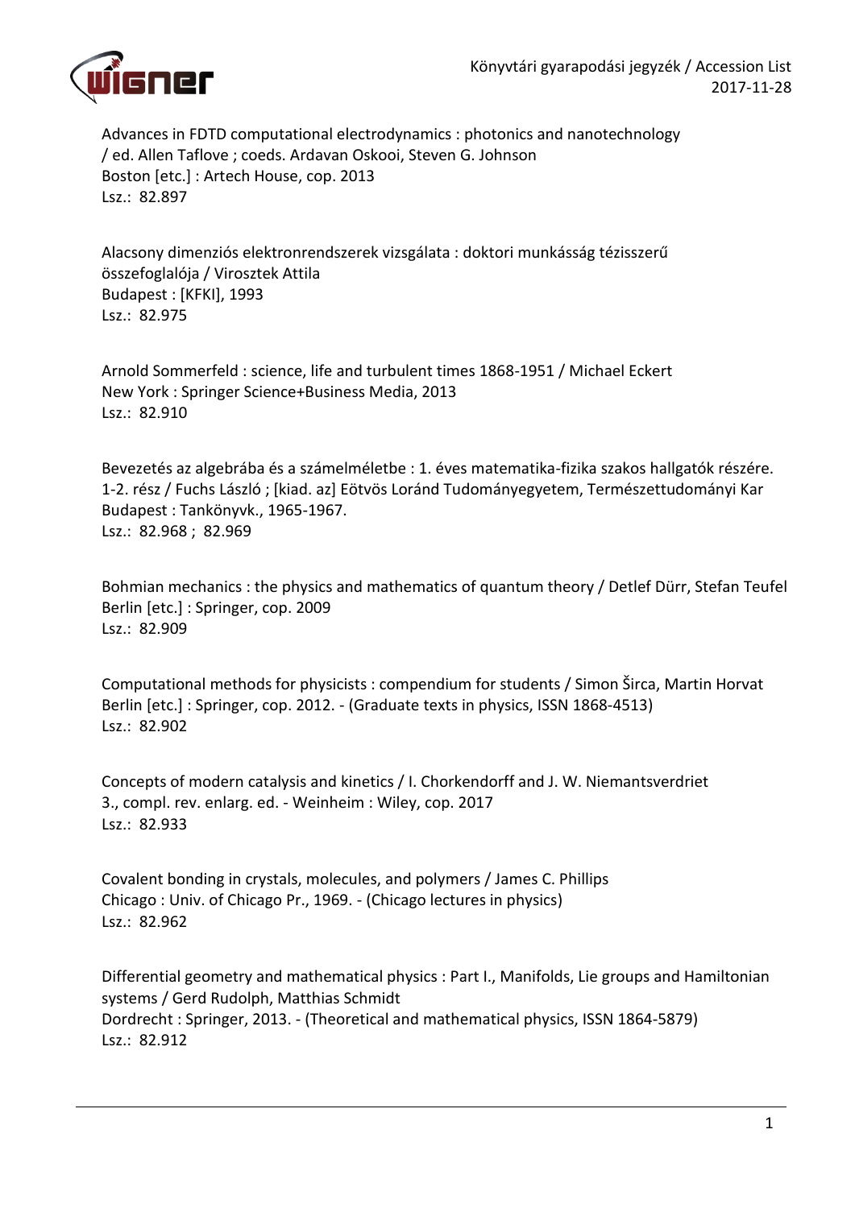Advances in FDTD computational electrodynamics : photonics and nanotechnology
/ ed. Allen Taflove ; coeds. Ardavan Oskooi, Steven G. Johnson
Boston [etc.] : Artech House, cop. 2013
Lsz.: 82.897

Alacsony dimenziós elektronrendszerek vizsgálata : doktori munkásság tézisszerű összefoglalója / Virosztek Attila
Budapest : [KFKI], 1993
Lsz.: 82.975

Arnold Sommerfeld : science, life and turbulent times 1868-1951 / Michael Eckert
New York : Springer Science+Business Media, 2013
Lsz.: 82.910

Bevezetés az algebrába és a számelméletbe : 1. éves matematika-fizika szakos hallgatók részére. 1-2. rész / Fuchs László ; [kiad. az] Eötvös Loránd Tudományegyetem, Természettudományi Kar
Budapest : Tankönyvk., 1965-1967.
Lsz.: 82.968 ; 82.969

Bohmian mechanics : the physics and mathematics of quantum theory / Detlef Dürr, Stefan Teufel
Berlin [etc.] : Springer, cop. 2009
Lsz.: 82.909

Computational methods for physicists : compendium for students / Simon Širca, Martin Horvat
Berlin [etc.] : Springer, cop. 2012. - (Graduate texts in physics, ISSN 1868-4513)
Lsz.: 82.902

Concepts of modern catalysis and kinetics / I. Chorkendorff and J. W. Niemantsverdriet
3., compl. rev. enlarg. ed. - Weinheim : Wiley, cop. 2017
Lsz.: 82.933

Covalent bonding in crystals, molecules, and polymers / James C. Phillips
Chicago : Univ. of Chicago Pr., 1969. - (Chicago lectures in physics)
Lsz.: 82.962

Differential geometry and mathematical physics : Part I., Manifolds, Lie groups and Hamiltonian systems / Gerd Rudolph, Matthias Schmidt
Dordrecht : Springer, 2013. - (Theoretical and mathematical physics, ISSN 1864-5879)
Lsz.: 82.912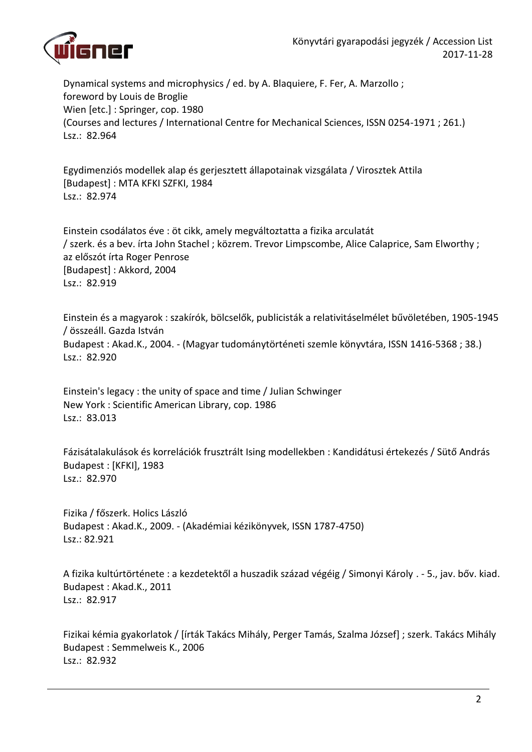Dynamical systems and microphysics / ed. by A. Blaquiere, F. Fer, A. Marzollo ;
foreword by Louis de Broglie
Wien [etc.] : Springer, cop. 1980
(Courses and lectures / International Centre for Mechanical Sciences, ISSN 0254-1971 ; 261.)
Lsz.: 82.964

Egydimenziós modellek alap és gerjesztett állapotainak vizsgálata / Virosztek Attila
[Budapest] : MTA KFKI SZFKI, 1984
Lsz.: 82.974

Einstein csodálatos éve : öt cikk, amely megváltoztatta a fizika arculatát
/ szerk. és a bev. írta John Stachel ; közrem. Trevor Limpscombe, Alice Calaprice, Sam Elworthy ;
az előszót írta Roger Penrose
[Budapest] : Akkord, 2004
Lsz.: 82.919

Einstein és a magyarok : szakírók, bölcselők, publicisták a relativitáselmélet bűvöletében, 1905-1945
/ összeáll. Gazda István
Budapest : Akad.K., 2004. - (Magyar tudománytörténeti szemle könyvtára, ISSN 1416-5368 ; 38.)
Lsz.: 82.920

Einstein's legacy : the unity of space and time / Julian Schwinger
New York : Scientific American Library, cop. 1986
Lsz.: 83.013

Fázisátalakulások és korrelációk frusztrált Ising modellekben : Kandidátusi értekezés / Sütő András
Budapest : [KFKI], 1983
Lsz.: 82.970

Fizika / főszerk. Holics László
Budapest : Akad.K., 2009. - (Akadémiai kézikönyvek, ISSN 1787-4750)
Lsz.: 82.921

A fizika kultúrtörténete : a kezdetektől a huszadik század végéig / Simonyi Károly . - 5., jav. bőv. kiad.
Budapest : Akad.K., 2011
Lsz.: 82.917

Fizikai kémia gyakorlatok / [írták Takács Mihály, Perger Tamás, Szalma József] ; szerk. Takács Mihály
Budapest : Semmelweis K., 2006
Lsz.: 82.932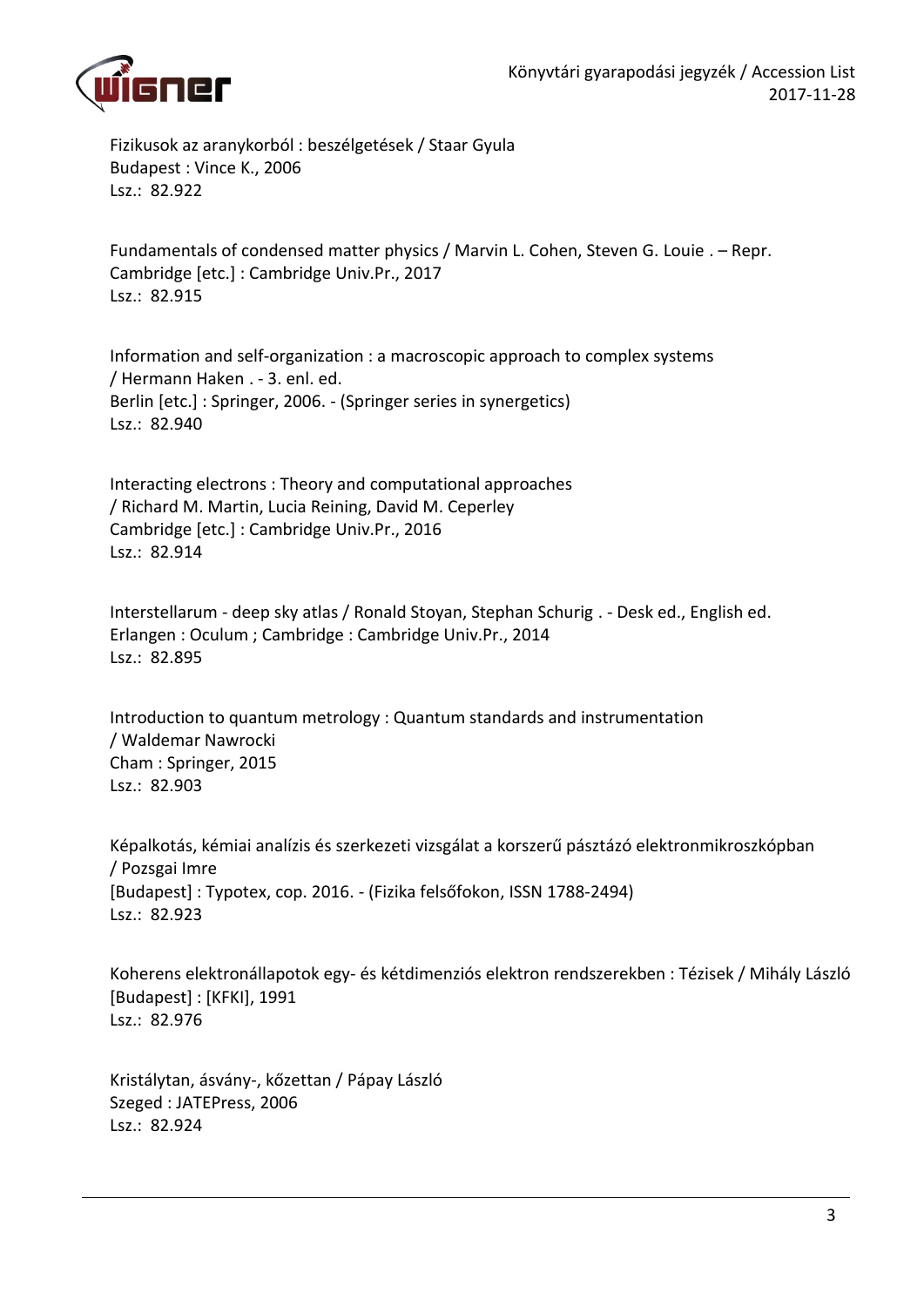Fizikusok az aranykorból : beszélgetések / Staar Gyula
Budapest : Vince K., 2006
Lsz.: 82.922

Fundamentals of condensed matter physics / Marvin L. Cohen, Steven G. Louie . – Repr.
Cambridge [etc.] : Cambridge Univ.Pr., 2017
Lsz.: 82.915

Information and self-organization : a macroscopic approach to complex systems
/ Hermann Haken . - 3. enl. ed.
Berlin [etc.] : Springer, 2006. - (Springer series in synergetics)
Lsz.: 82.940

Interacting electrons : Theory and computational approaches
/ Richard M. Martin, Lucia Reining, David M. Ceperley
Cambridge [etc.] : Cambridge Univ.Pr., 2016
Lsz.: 82.914

Interstellarum - deep sky atlas / Ronald Stoyan, Stephan Schurig . - Desk ed., English ed.
Erlangen : Oculum ; Cambridge : Cambridge Univ.Pr., 2014
Lsz.: 82.895

Introduction to quantum metrology : Quantum standards and instrumentation
/ Waldemar Nawrocki
Cham : Springer, 2015
Lsz.: 82.903

Képalkotás, kémiai analízis és szerkezeti vizsgálat a korszerű pásztázó elektronmikroszkópban
/ Pozsgai Imre
[Budapest] : Typotex, cop. 2016. - (Fizika felsőfokon, ISSN 1788-2494)
Lsz.: 82.923

Koherens elektronállapotok egy- és kétdimenziós elektron rendszerekben : Tézisek / Mihály László
[Budapest] : [KFKI], 1991
Lsz.: 82.976

Kristálytan, ásvány-, kőzettan / Pápay László
Szeged : JATEPress, 2006
Lsz.: 82.924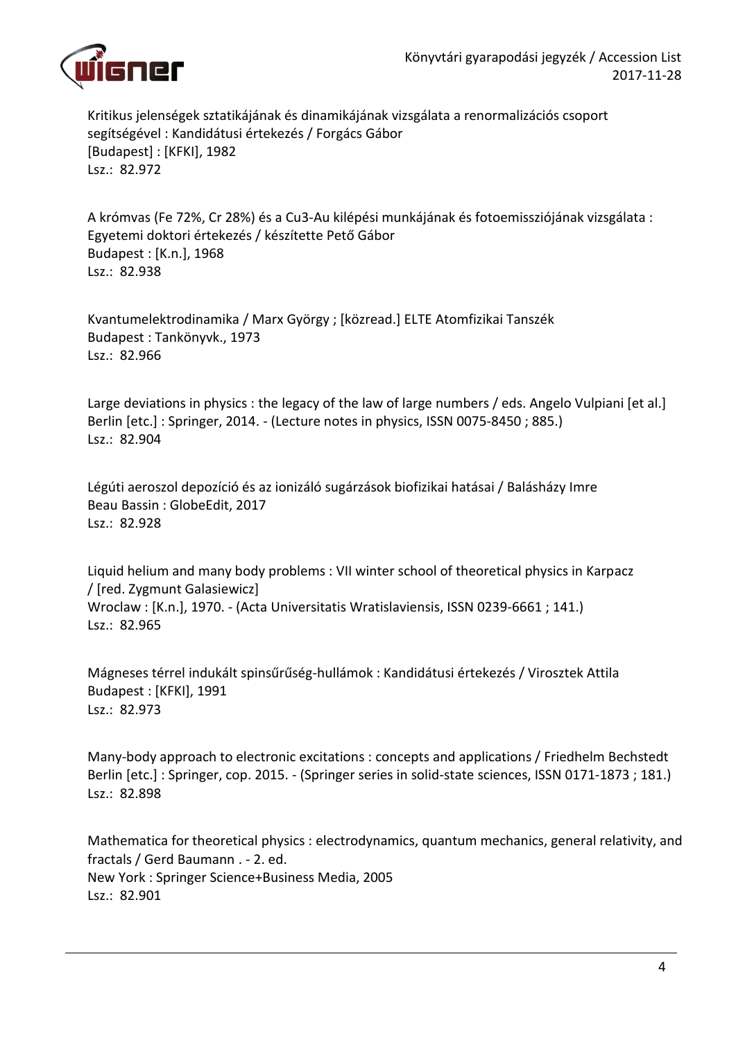Kritikus jelenségek sztatikájának és dinamikájának vizsgálata a renormalizációs csoport segítségével : Kandidátusi értekezés / Forgács Gábor
[Budapest] : [KFKI], 1982
Lsz.: 82.972

A krómvas (Fe 72%, Cr 28%) és a Cu3-Au kilépési munkájának és fotoemissziójának vizsgálata : Egyetemi doktori értekezés / készítette Pető Gábor
Budapest : [K.n.], 1968
Lsz.: 82.938

Kvantumelektrodinamika / Marx György ; [közread.] ELTE Atomfizikai Tanszék
Budapest : Tankönyvk., 1973
Lsz.: 82.966

Large deviations in physics : the legacy of the law of large numbers / eds. Angelo Vulpiani [et al.]
Berlin [etc.] : Springer, 2014. - (Lecture notes in physics, ISSN 0075-8450 ; 885.)
Lsz.: 82.904

Légúti aeroszol depozíció és az ionizáló sugárzások biofizikai hatásai / Balásházy Imre
Beau Bassin : GlobeEdit, 2017
Lsz.: 82.928

Liquid helium and many body problems : VII winter school of theoretical physics in Karpacz / [red. Zygmunt Galasiewicz]
Wroclaw : [K.n.], 1970. - (Acta Universitatis Wratislaviensis, ISSN 0239-6661 ; 141.)
Lsz.: 82.965

Mágneses térrel indukált spinsűrűség-hullámok : Kandidátusi értekezés / Virosztek Attila
Budapest : [KFKI], 1991
Lsz.: 82.973

Many-body approach to electronic excitations : concepts and applications / Friedhelm Bechstedt
Berlin [etc.] : Springer, cop. 2015. - (Springer series in solid-state sciences, ISSN 0171-1873 ; 181.)
Lsz.: 82.898

Mathematica for theoretical physics : electrodynamics, quantum mechanics, general relativity, and fractals / Gerd Baumann . - 2. ed.
New York : Springer Science+Business Media, 2005
Lsz.: 82.901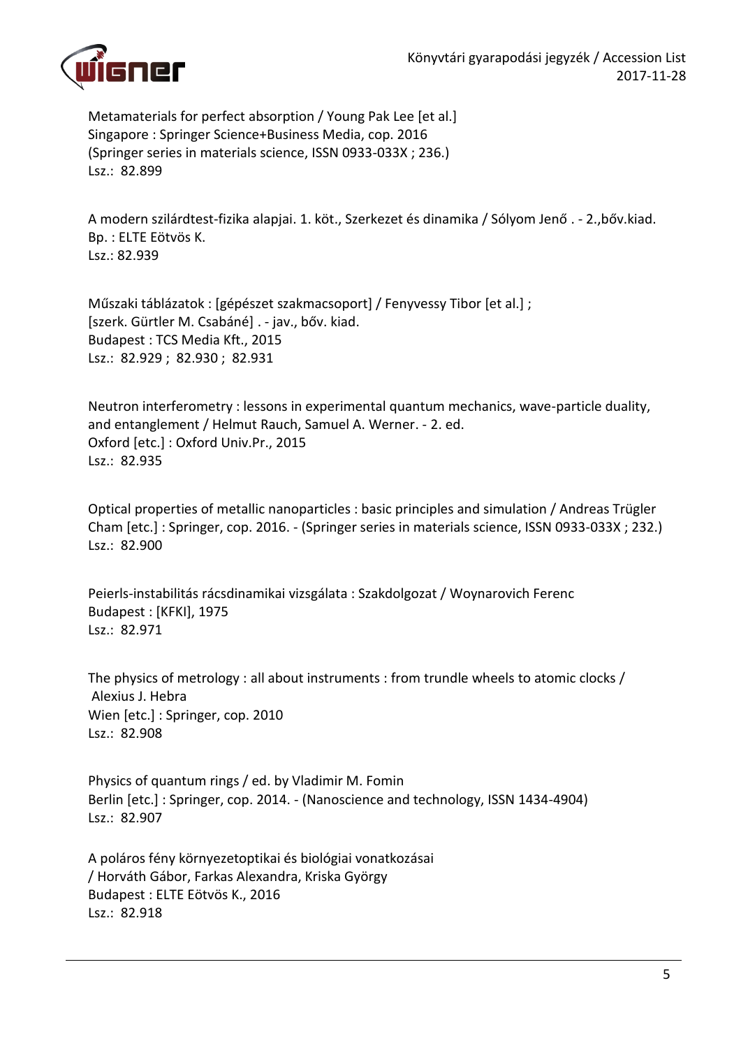Metamaterials for perfect absorption / Young Pak Lee [et al.]
Singapore : Springer Science+Business Media, cop. 2016
(Springer series in materials science, ISSN 0933-033X ; 236.)
Lsz.: 82.899

A modern szilárdtest-fizika alapjai. 1. köt., Szerkezet és dinamika / Sólyom Jenő . - 2.,bőv.kiad.
Bp. : ELTE Eötvös K.
Lsz.: 82.939

Műszaki táblázatok : [gépészet szakmacsoport] / Fenyvessy Tibor [et al.] ;
[szerk. Gürtler M. Csabáné] . - jav., bőv. kiad.
Budapest : TCS Media Kft., 2015
Lsz.: 82.929 ; 82.930 ; 82.931

Neutron interferometry : lessons in experimental quantum mechanics, wave-particle duality, and entanglement / Helmut Rauch, Samuel A. Werner. - 2. ed.
Oxford [etc.] : Oxford Univ.Pr., 2015
Lsz.: 82.935

Optical properties of metallic nanoparticles : basic principles and simulation / Andreas Trügler
Cham [etc.] : Springer, cop. 2016. - (Springer series in materials science, ISSN 0933-033X ; 232.)
Lsz.: 82.900

Peierls-instabilitás rácsdinamikai vizsgálata : Szakdolgozat / Woynarovich Ferenc
Budapest : [KFKI], 1975
Lsz.: 82.971

The physics of metrology : all about instruments : from trundle wheels to atomic clocks / Alexius J. Hebra
Wien [etc.] : Springer, cop. 2010
Lsz.: 82.908

Physics of quantum rings / ed. by Vladimir M. Fomin
Berlin [etc.] : Springer, cop. 2014. - (Nanoscience and technology, ISSN 1434-4904)
Lsz.: 82.907

A poláros fény környezetoptikai és biológiai vonatkozásai
/ Horváth Gábor, Farkas Alexandra, Kriska György
Budapest : ELTE Eötvös K., 2016
Lsz.: 82.918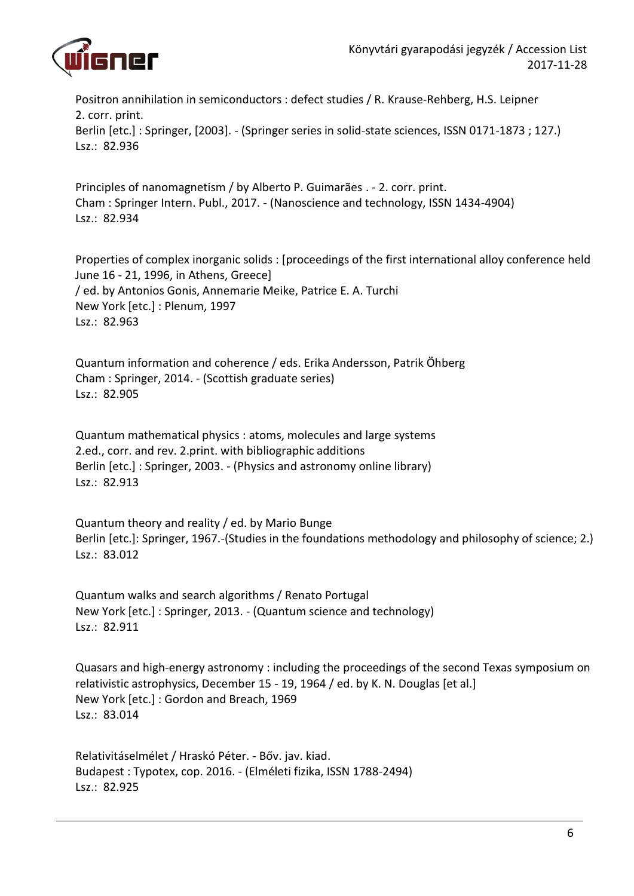Positron annihilation in semiconductors : defect studies / R. Krause-Rehberg, H.S. Leipner
2. corr. print.
Berlin [etc.] : Springer, [2003]. - (Springer series in solid-state sciences, ISSN 0171-1873 ; 127.)
Lsz.: 82.936

Principles of nanomagnetism / by Alberto P. Guimarães . - 2. corr. print.
Cham : Springer Intern. Publ., 2017. - (Nanoscience and technology, ISSN 1434-4904)
Lsz.: 82.934

Properties of complex inorganic solids : [proceedings of the first international alloy conference held June 16 - 21, 1996, in Athens, Greece]
/ ed. by Antonios Gonis, Annemarie Meike, Patrice E. A. Turchi
New York [etc.] : Plenum, 1997
Lsz.: 82.963

Quantum information and coherence / eds. Erika Andersson, Patrik Öhberg
Cham : Springer, 2014. - (Scottish graduate series)
Lsz.: 82.905

Quantum mathematical physics : atoms, molecules and large systems
2.ed., corr. and rev. 2.print. with bibliographic additions
Berlin [etc.] : Springer, 2003. - (Physics and astronomy online library)
Lsz.: 82.913

Quantum theory and reality / ed. by Mario Bunge
Berlin [etc.]: Springer, 1967.-(Studies in the foundations methodology and philosophy of science; 2.)
Lsz.: 83.012

Quantum walks and search algorithms / Renato Portugal
New York [etc.] : Springer, 2013. - (Quantum science and technology)
Lsz.: 82.911

Quasars and high-energy astronomy : including the proceedings of the second Texas symposium on relativistic astrophysics, December 15 - 19, 1964 / ed. by K. N. Douglas [et al.]
New York [etc.] : Gordon and Breach, 1969
Lsz.: 83.014

Relativitáselmélet / Hraskó Péter. - Bőv. jav. kiad.
Budapest : Typotex, cop. 2016. - (Elméleti fizika, ISSN 1788-2494)
Lsz.: 82.925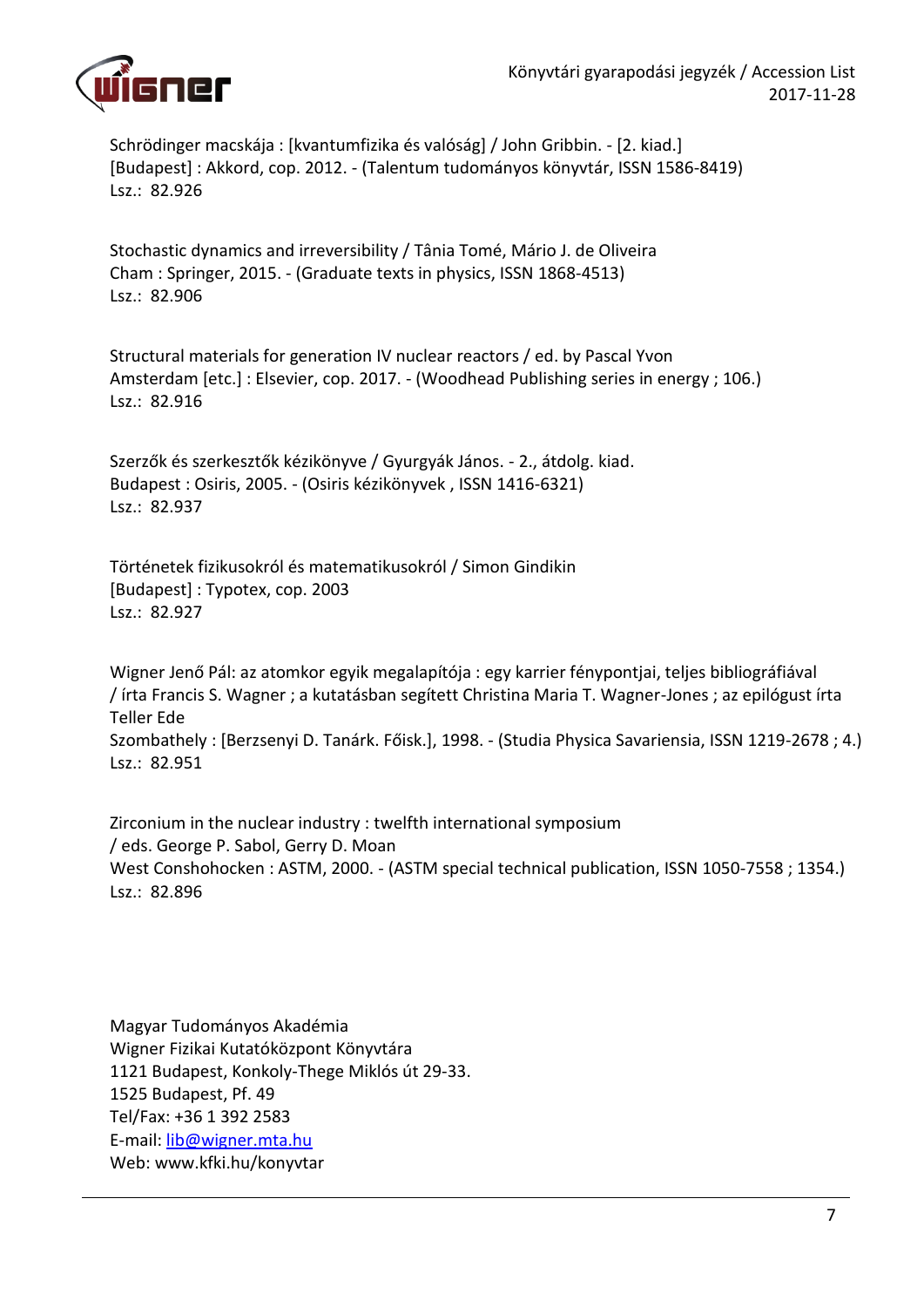Schrödinger macskája : [kvantumfizika és valóság] / John Gribbin. - [2. kiad.]
[Budapest] : Akkord, cop. 2012. - (Talentum tudományos könyvtár, ISSN 1586-8419)
Lsz.: 82.926

Stochastic dynamics and irreversibility / Tânia Tomé, Mário J. de Oliveira
Cham : Springer, 2015. - (Graduate texts in physics, ISSN 1868-4513)
Lsz.: 82.906

Structural materials for generation IV nuclear reactors / ed. by Pascal Yvon
Amsterdam [etc.] : Elsevier, cop. 2017. - (Woodhead Publishing series in energy ; 106.)
Lsz.: 82.916

Szerzők és szerkesztők kézikönyve / Gyurgyák János. - 2., átdolg. kiad.
Budapest : Osiris, 2005. - (Osiris kézikönyvek , ISSN 1416-6321)
Lsz.: 82.937

Történetek fizikusokról és matematikusokról / Simon Gindikin
[Budapest] : Typotex, cop. 2003
Lsz.: 82.927

Wigner Jenő Pál: az atomkor egyik megalapítója : egy karrier fénypontjai, teljes bibliográfiával / írta Francis S. Wagner ; a kutatásban segített Christina Maria T. Wagner-Jones ; az epilógust írta Teller Ede
Szombathely : [Berzsenyi D. Tanárk. Főisk.], 1998. - (Studia Physica Savariensia, ISSN 1219-2678 ; 4.)
Lsz.: 82.951

Zirconium in the nuclear industry : twelfth international symposium / eds. George P. Sabol, Gerry D. Moan
West Conshohocken : ASTM, 2000. - (ASTM special technical publication, ISSN 1050-7558 ; 1354.)
Lsz.: 82.896

Magyar Tudományos Akadémia
Wigner Fizikai Kutatóközpont Könyvtára
1121 Budapest, Konkoly-Thege Miklós út 29-33.
1525 Budapest, Pf. 49
Tel/Fax: +36 1 392 2583
E-mail: lib@wigner.mta.hu
Web: www.kfki.hu/konyvtar